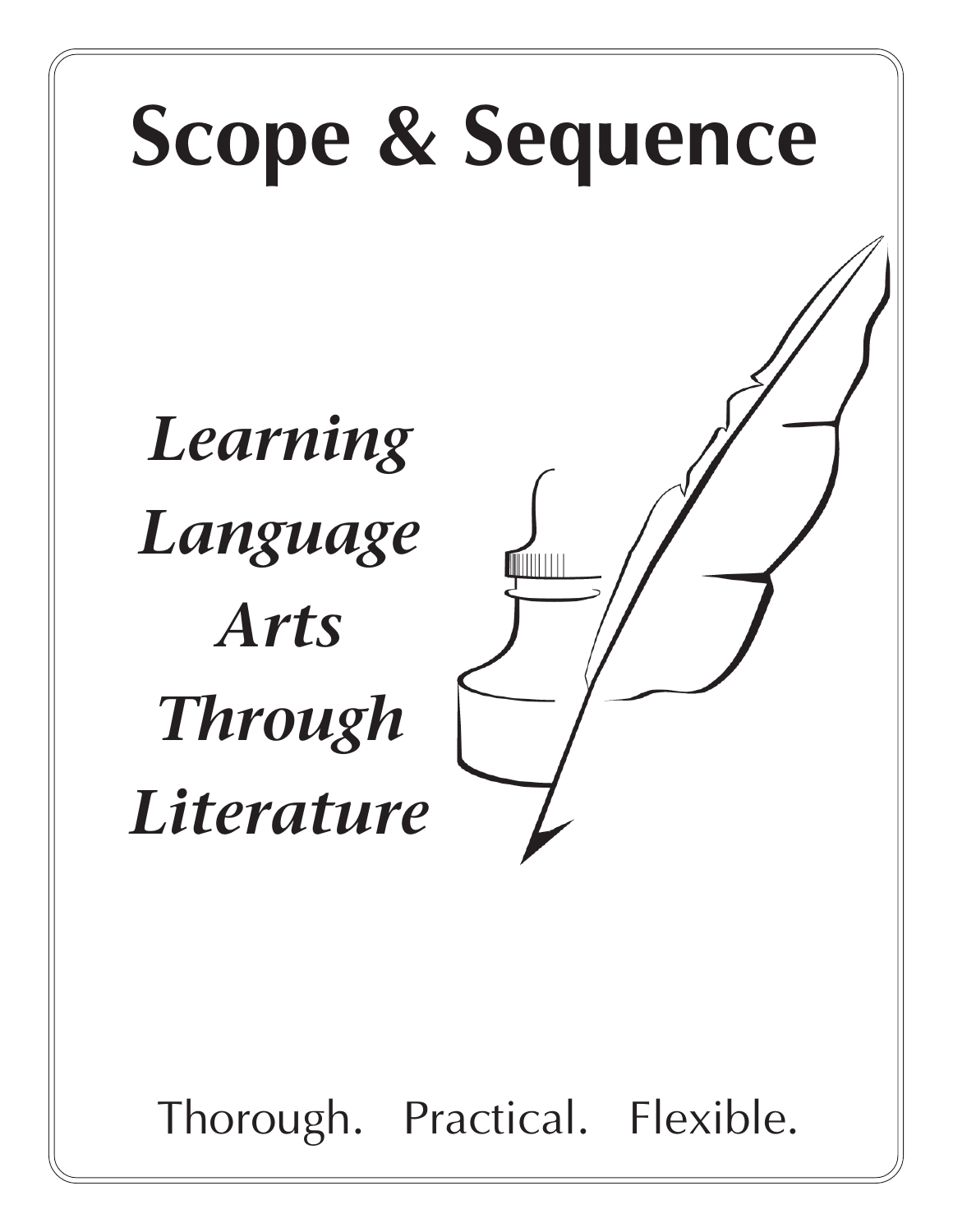# Scope & Sequence

***Learning Language Arts Through Literature***

Thorough. Practical. Flexible.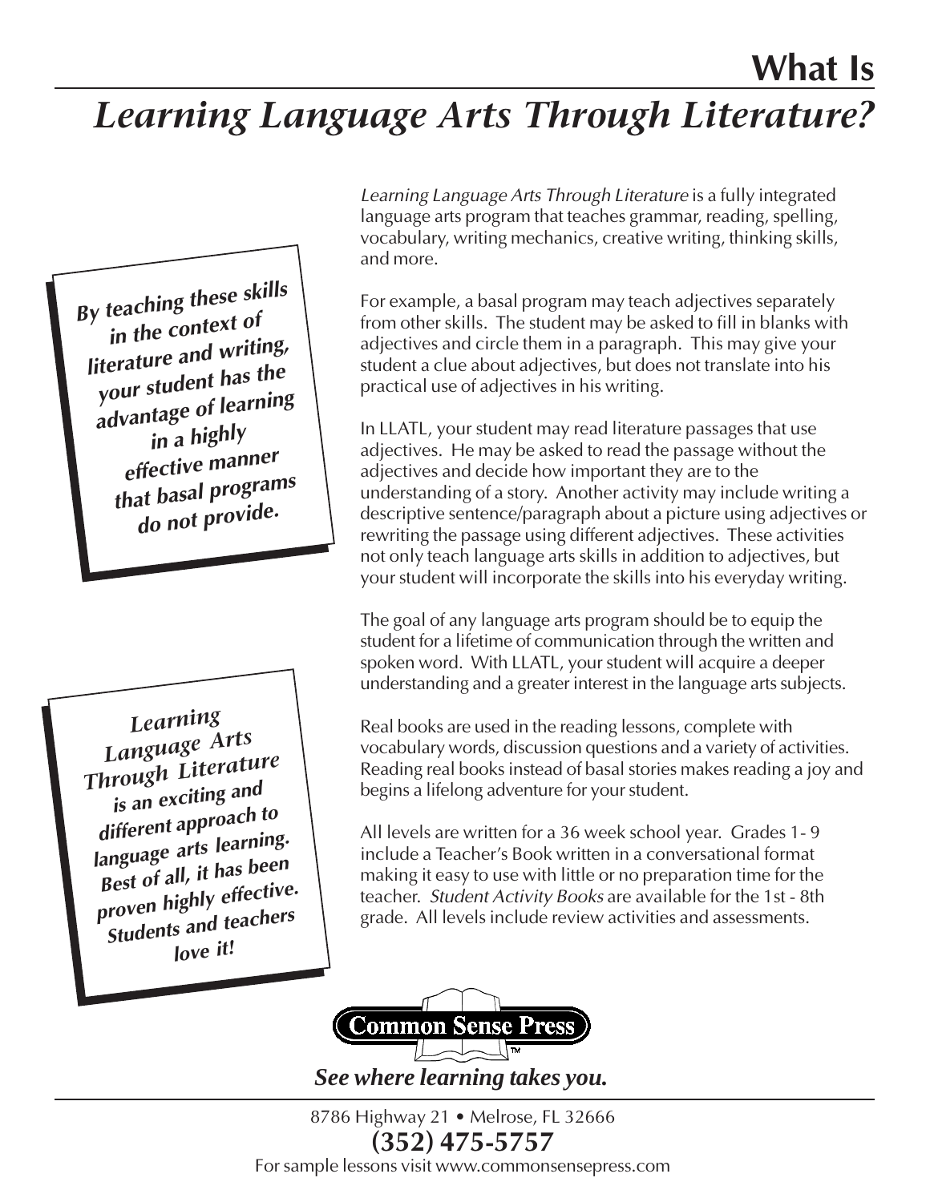# What Is *Learning Language Arts Through Literature?*

***By teaching these skills in the context of literature and writing, your student has the advantage of learning in a highly effective manner that basal programs do not provide.***

*Learning Language Arts Through Literature* is a fully integrated language arts program that teaches grammar, reading, spelling, vocabulary, writing mechanics, creative writing, thinking skills, and more.

For example, a basal program may teach adjectives separately from other skills. The student may be asked to fill in blanks with adjectives and circle them in a paragraph. This may give your student a clue about adjectives, but does not translate into his practical use of adjectives in his writing.

In LLATL, your student may read literature passages that use adjectives. He may be asked to read the passage without the adjectives and decide how important they are to the understanding of a story. Another activity may include writing a descriptive sentence/paragraph about a picture using adjectives or rewriting the passage using different adjectives. These activities not only teach language arts skills in addition to adjectives, but your student will incorporate the skills into his everyday writing.

The goal of any language arts program should be to equip the student for a lifetime of communication through the written and spoken word. With LLATL, your student will acquire a deeper understanding and a greater interest in the language arts subjects.

***Learning Language Arts Through Literature is an exciting and different approach to language arts learning. Best of all, it has been proven highly effective. Students and teachers love it!***

Real books are used in the reading lessons, complete with vocabulary words, discussion questions and a variety of activities. Reading real books instead of basal stories makes reading a joy and begins a lifelong adventure for your student.

All levels are written for a 36 week school year. Grades 1- 9 include a Teacher's Book written in a conversational format making it easy to use with little or no preparation time for the teacher. *Student Activity Books* are available for the 1st - 8th grade. All levels include review activities and assessments.

Common Sense Press

***See where learning takes you.***

8786 Highway 21 • Melrose, FL 32666

**(352) 475-5757**

For sample lessons visit www.commonsensepress.com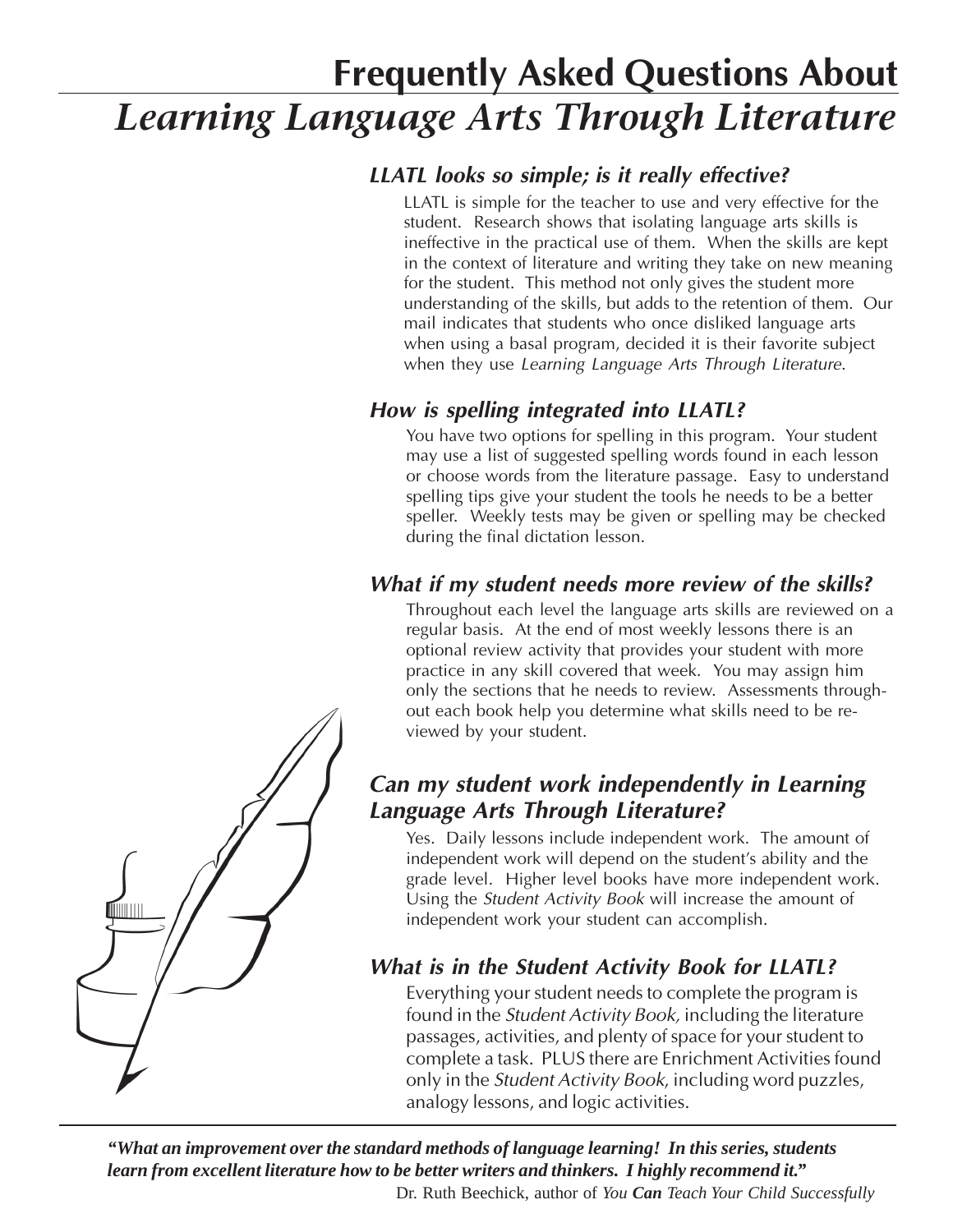# Frequently Asked Questions About *Learning Language Arts Through Literature*

### *LLATL looks so simple; is it really effective?*

LLATL is simple for the teacher to use and very effective for the student. Research shows that isolating language arts skills is ineffective in the practical use of them. When the skills are kept in the context of literature and writing they take on new meaning for the student. This method not only gives the student more understanding of the skills, but adds to the retention of them. Our mail indicates that students who once disliked language arts when using a basal program, decided it is their favorite subject when they use *Learning Language Arts Through Literature*.

### *How is spelling integrated into LLATL?*

You have two options for spelling in this program. Your student may use a list of suggested spelling words found in each lesson or choose words from the literature passage. Easy to understand spelling tips give your student the tools he needs to be a better speller. Weekly tests may be given or spelling may be checked during the final dictation lesson.

### *What if my student needs more review of the skills?*

Throughout each level the language arts skills are reviewed on a regular basis. At the end of most weekly lessons there is an optional review activity that provides your student with more practice in any skill covered that week. You may assign him only the sections that he needs to review. Assessments throughout each book help you determine what skills need to be reviewed by your student.

### *Can my student work independently in Learning Language Arts Through Literature?*

Yes. Daily lessons include independent work. The amount of independent work will depend on the student's ability and the grade level. Higher level books have more independent work. Using the *Student Activity Book* will increase the amount of independent work your student can accomplish.

### *What is in the Student Activity Book for LLATL?*

Everything your student needs to complete the program is found in the *Student Activity Book,* including the literature passages, activities, and plenty of space for your student to complete a task. PLUS there are Enrichment Activities found only in the *Student Activity Book*, including word puzzles, analogy lessons, and logic activities.

---

***"What an improvement over the standard methods of language learning! In this series, students learn from excellent literature how to be better writers and thinkers. I highly recommend it."***

Dr. Ruth Beechick, author of *You **Can** Teach Your Child Successfully*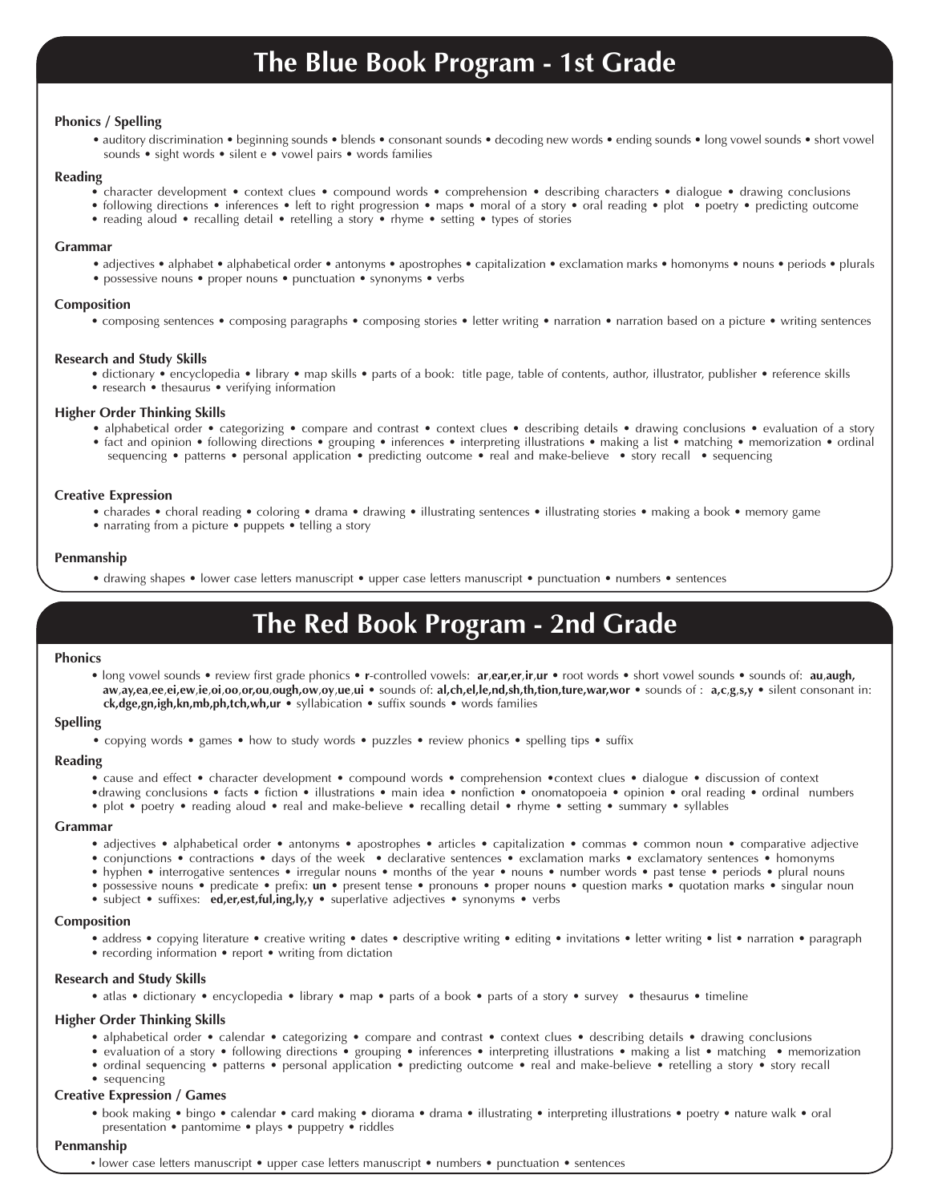# The Blue Book Program - 1st Grade

### Phonics / Spelling

• auditory discrimination • beginning sounds • blends • consonant sounds • decoding new words • ending sounds • long vowel sounds • short vowel sounds • sight words • silent e • vowel pairs • words families

### Reading

• character development • context clues • compound words • comprehension • describing characters • dialogue • drawing conclusions
• following directions • inferences • left to right progression • maps • moral of a story • oral reading • plot • poetry • predicting outcome
• reading aloud • recalling detail • retelling a story • rhyme • setting • types of stories

### Grammar

• adjectives • alphabet • alphabetical order • antonyms • apostrophes • capitalization • exclamation marks • homonyms • nouns • periods • plurals
• possessive nouns • proper nouns • punctuation • synonyms • verbs

### Composition

• composing sentences • composing paragraphs • composing stories • letter writing • narration • narration based on a picture • writing sentences

### Research and Study Skills

• dictionary • encyclopedia • library • map skills • parts of a book: title page, table of contents, author, illustrator, publisher • reference skills
• research • thesaurus • verifying information

### Higher Order Thinking Skills

• alphabetical order • categorizing • compare and contrast • context clues • describing details • drawing conclusions • evaluation of a story
• fact and opinion • following directions • grouping • inferences • interpreting illustrations • making a list • matching • memorization • ordinal sequencing • patterns • personal application • predicting outcome • real and make-believe • story recall • sequencing

### Creative Expression

• charades • choral reading • coloring • drama • drawing • illustrating sentences • illustrating stories • making a book • memory game
• narrating from a picture • puppets • telling a story

### Penmanship

• drawing shapes • lower case letters manuscript • upper case letters manuscript • punctuation • numbers • sentences

# The Red Book Program - 2nd Grade

### Phonics

• long vowel sounds • review first grade phonics • **r**-controlled vowels: **ar**,**ear**,**er**,**ir**,**ur** • root words • short vowel sounds • sounds of: **au**,**augh,aw**,**ay**,**ea**,**ee**,**ei**,**ew**,**ie**,**oi**,**oo**,**or**,**ou**,**ough**,**ow**,**oy**,**ue**,**ui** • sounds of: **al,ch,el,le,nd,sh,th,tion,ture,war,wor** • sounds of : **a**,**c**,**g**,**s**,**y** • silent consonant in: **ck,dge,gn,igh,kn,mb,ph,tch,wh,ur** • syllabication • suffix sounds • words families

### Spelling

• copying words • games • how to study words • puzzles • review phonics • spelling tips • suffix

### Reading

• cause and effect • character development • compound words • comprehension •context clues • dialogue • discussion of context
•drawing conclusions • facts • fiction • illustrations • main idea • nonfiction • onomatopoeia • opinion • oral reading • ordinal numbers
• plot • poetry • reading aloud • real and make-believe • recalling detail • rhyme • setting • summary • syllables

### Grammar

• adjectives • alphabetical order • antonyms • apostrophes • articles • capitalization • commas • common noun • comparative adjective
• conjunctions • contractions • days of the week • declarative sentences • exclamation marks • exclamatory sentences • homonyms
• hyphen • interrogative sentences • irregular nouns • months of the year • nouns • number words • past tense • periods • plural nouns
• possessive nouns • predicate • prefix: **un** • present tense • pronouns • proper nouns • question marks • quotation marks • singular noun
• subject • suffixes: **ed,er,est,ful,ing,ly,y** • superlative adjectives • synonyms • verbs

### Composition

• address • copying literature • creative writing • dates • descriptive writing • editing • invitations • letter writing • list • narration • paragraph
• recording information • report • writing from dictation

### Research and Study Skills

• atlas • dictionary • encyclopedia • library • map • parts of a book • parts of a story • survey • thesaurus • timeline

### Higher Order Thinking Skills

• alphabetical order • calendar • categorizing • compare and contrast • context clues • describing details • drawing conclusions
• evaluation of a story • following directions • grouping • inferences • interpreting illustrations • making a list • matching • memorization
• ordinal sequencing • patterns • personal application • predicting outcome • real and make-believe • retelling a story • story recall
• sequencing

### Creative Expression / Games

• book making • bingo • calendar • card making • diorama • drama • illustrating • interpreting illustrations • poetry • nature walk • oral presentation • pantomime • plays • puppetry • riddles

### Penmanship

• lower case letters manuscript • upper case letters manuscript • numbers • punctuation • sentences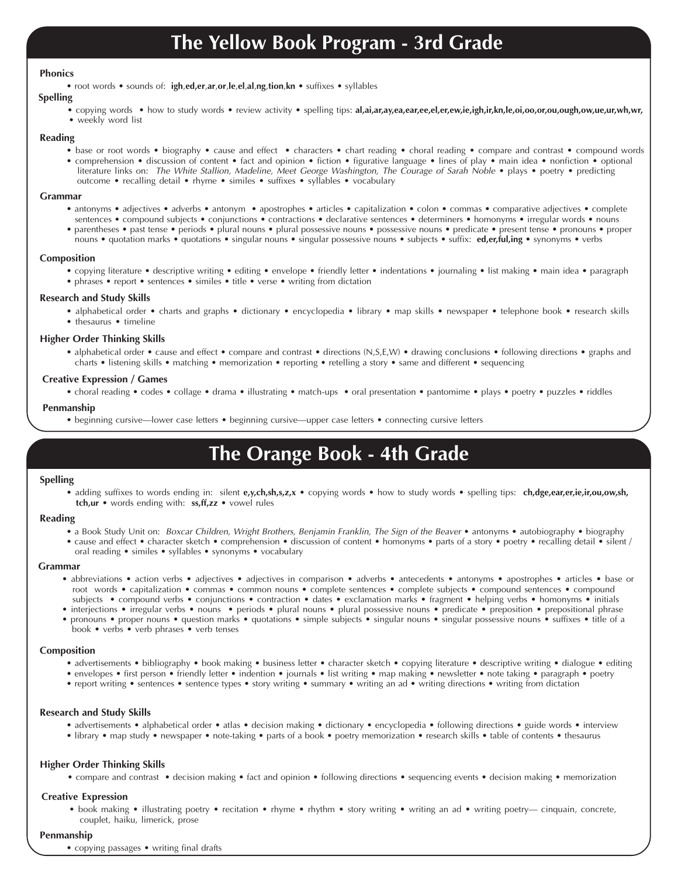# The Yellow Book Program - 3rd Grade

### Phonics

• root words • sounds of: **igh**,**ed**,**er**,**ar**,**or**,**le**,**el**,**al**,**ng**,**tion**,**kn** • suffixes • syllables

### Spelling

• copying words • how to study words • review activity • spelling tips: **al,ai,ar,ay,ea,ear,ee,el,er,ew,ie,igh,ir,kn,le,oi,oo,or,ou,ough,ow,ue,ur,wh,wr,** • weekly word list

### Reading

• base or root words • biography • cause and effect • characters • chart reading • choral reading • compare and contrast • compound words • comprehension • discussion of content • fact and opinion • fiction • figurative language • lines of play • main idea • nonfiction • optional literature links on: *The White Stallion, Madeline, Meet George Washington, The Courage of Sarah Noble* • plays • poetry • predicting outcome • recalling detail • rhyme • similes • suffixes • syllables • vocabulary

### Grammar

• antonyms • adjectives • adverbs • antonym • apostrophes • articles • capitalization • colon • commas • comparative adjectives • complete sentences • compound subjects • conjunctions • contractions • declarative sentences • determiners • homonyms • irregular words • nouns • parentheses • past tense • periods • plural nouns • plural possessive nouns • possessive nouns • predicate • present tense • pronouns • proper nouns • quotation marks • quotations • singular nouns • singular possessive nouns • subjects • suffix: **ed,er,ful,ing** • synonyms • verbs

### Composition

• copying literature • descriptive writing • editing • envelope • friendly letter • indentations • journaling • list making • main idea • paragraph • phrases • report • sentences • similes • title • verse • writing from dictation

### Research and Study Skills

• alphabetical order • charts and graphs • dictionary • encyclopedia • library • map skills • newspaper • telephone book • research skills • thesaurus • timeline

### Higher Order Thinking Skills

• alphabetical order • cause and effect • compare and contrast • directions (N,S,E,W) • drawing conclusions • following directions • graphs and charts • listening skills • matching • memorization • reporting • retelling a story • same and different • sequencing

### Creative Expression / Games

• choral reading • codes • collage • drama • illustrating • match-ups • oral presentation • pantomime • plays • poetry • puzzles • riddles

### Penmanship

• beginning cursive—lower case letters • beginning cursive—upper case letters • connecting cursive letters

# The Orange Book - 4th Grade

### Spelling

• adding suffixes to words ending in: silent **e,y,ch,sh,s,z,x** • copying words • how to study words • spelling tips: **ch,dge,ear,er,ie,ir,ou,ow,sh, tch,ur** • words ending with: **ss,ff,zz** • vowel rules

### Reading

• a Book Study Unit on: *Boxcar Children, Wright Brothers, Benjamin Franklin, The Sign of the Beaver* • antonyms • autobiography • biography • cause and effect • character sketch • comprehension • discussion of content • homonyms • parts of a story • poetry • recalling detail • silent / oral reading • similes • syllables • synonyms • vocabulary

### Grammar

• abbreviations • action verbs • adjectives • adjectives in comparison • adverbs • antecedents • antonyms • apostrophes • articles • base or root words • capitalization • commas • common nouns • complete sentences • complete subjects • compound sentences • compound subjects • compound verbs • conjunctions • contraction • dates • exclamation marks • fragment • helping verbs • homonyms • initials • interjections • irregular verbs • nouns • periods • plural nouns • plural possessive nouns • predicate • preposition • prepositional phrase • pronouns • proper nouns • question marks • quotations • simple subjects • singular nouns • singular possessive nouns • suffixes • title of a book • verbs • verb phrases • verb tenses

### Composition

• advertisements • bibliography • book making • business letter • character sketch • copying literature • descriptive writing • dialogue • editing • envelopes • first person • friendly letter • indention • journals • list writing • map making • newsletter • note taking • paragraph • poetry • report writing • sentences • sentence types • story writing • summary • writing an ad • writing directions • writing from dictation

### Research and Study Skills

• advertisements • alphabetical order • atlas • decision making • dictionary • encyclopedia • following directions • guide words • interview • library • map study • newspaper • note-taking • parts of a book • poetry memorization • research skills • table of contents • thesaurus

### Higher Order Thinking Skills

• compare and contrast • decision making • fact and opinion • following directions • sequencing events • decision making • memorization

### Creative Expression

• book making • illustrating poetry • recitation • rhyme • rhythm • story writing • writing an ad • writing poetry— cinquain, concrete, couplet, haiku, limerick, prose

### Penmanship

• copying passages • writing final drafts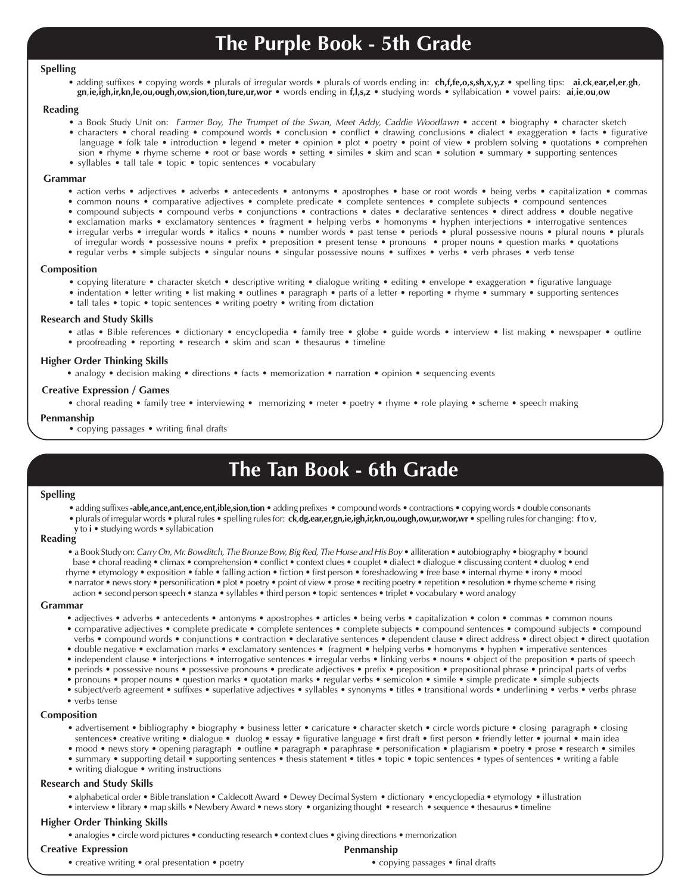# The Purple Book - 5th Grade

### Spelling

• adding suffixes • copying words • plurals of irregular words • plurals of words ending in: **ch,f,fe,o,s,sh,x,y,z** • spelling tips: **ai**,**ck**,**ear,el,er**,**gh**, **gn**,**ie,igh,ir,kn,le,ou,ough,ow,sion,tion,ture,ur,wor** • words ending in **f,l,s,z** • studying words • syllabication • vowel pairs: **ai**,**ie**,**ou**,**ow**

### Reading

• a Book Study Unit on: *Farmer Boy, The Trumpet of the Swan, Meet Addy, Caddie Woodlawn* • accent • biography • character sketch
• characters • choral reading • compound words • conclusion • conflict • drawing conclusions • dialect • exaggeration • facts • figurative language • folk tale • introduction • legend • meter • opinion • plot • poetry • point of view • problem solving • quotations • comprehension • rhyme • rhyme scheme • root or base words • setting • similes • skim and scan • solution • summary • supporting sentences
• syllables • tall tale • topic • topic sentences • vocabulary

### Grammar

• action verbs • adjectives • adverbs • antecedents • antonyms • apostrophes • base or root words • being verbs • capitalization • commas
• common nouns • comparative adjectives • complete predicate • complete sentences • complete subjects • compound sentences
• compound subjects • compound verbs • conjunctions • contractions • dates • declarative sentences • direct address • double negative
• exclamation marks • exclamatory sentences • fragment • helping verbs • homonyms • hyphen interjections • interrogative sentences
• irregular verbs • irregular words • italics • nouns • number words • past tense • periods • plural possessive nouns • plural nouns • plurals of irregular words • possessive nouns • prefix • preposition • present tense • pronouns • proper nouns • question marks • quotations
• regular verbs • simple subjects • singular nouns • singular possessive nouns • suffixes • verbs • verb phrases • verb tense

### Composition

• copying literature • character sketch • descriptive writing • dialogue writing • editing • envelope • exaggeration • figurative language
• indentation • letter writing • list making • outlines • paragraph • parts of a letter • reporting • rhyme • summary • supporting sentences
• tall tales • topic • topic sentences • writing poetry • writing from dictation

### Research and Study Skills

• atlas • Bible references • dictionary • encyclopedia • family tree • globe • guide words • interview • list making • newspaper • outline
• proofreading • reporting • research • skim and scan • thesaurus • timeline

### Higher Order Thinking Skills

• analogy • decision making • directions • facts • memorization • narration • opinion • sequencing events

### Creative Expression / Games

• choral reading • family tree • interviewing • memorizing • meter • poetry • rhyme • role playing • scheme • speech making

### Penmanship

• copying passages • writing final drafts

# The Tan Book - 6th Grade

### Spelling

• adding suffixes **-able,ance,ant,ence,ent,ible,sion,tion** • adding prefixes • compound words • contractions • copying words • double consonants
• plurals of irregular words • plural rules • spelling rules for: **ck**,**dg,ear,er,gn,ie,igh,ir,kn,ou,ough,ow,ur,wor,wr** • spelling rules for changing: **f** to **v**, **y** to **i** • studying words • syllabication

### Reading

• a Book Study on: *Carry On, Mr. Bowditch, The Bronze Bow, Big Red, The Horse and His Boy* • alliteration • autobiography • biography • bound base • choral reading • climax • comprehension • conflict • context clues • couplet • dialect • dialogue • discussing content • duolog • end rhyme • etymology • exposition • fable • falling action • fiction • first person • foreshadowing • free base • internal rhyme • irony • mood
• narrator • news story • personification • plot • poetry • point of view • prose • reciting poetry • repetition • resolution • rhyme scheme • rising action • second person speech • stanza • syllables • third person • topic sentences • triplet • vocabulary • word analogy

### Grammar

• adjectives • adverbs • antecedents • antonyms • apostrophes • articles • being verbs • capitalization • colon • commas • common nouns
• comparative adjectives • complete predicate • complete sentences • complete subjects • compound sentences • compound subjects • compound verbs • compound words • conjunctions • contraction • declarative sentences • dependent clause • direct address • direct object • direct quotation
• double negative • exclamation marks • exclamatory sentences • fragment • helping verbs • homonyms • hyphen • imperative sentences
• independent clause • interjections • interrogative sentences • irregular verbs • linking verbs • nouns • object of the preposition • parts of speech
• periods • possessive nouns • possessive pronouns • predicate adjectives • prefix • preposition • prepositional phrase • principal parts of verbs
• pronouns • proper nouns • question marks • quotation marks • regular verbs • semicolon • simile • simple predicate • simple subjects
• subject/verb agreement • suffixes • superlative adjectives • syllables • synonyms • titles • transitional words • underlining • verbs • verbs phrase
• verbs tense

### Composition

• advertisement • bibliography • biography • business letter • caricature • character sketch • circle words picture • closing paragraph • closing sentences• creative writing • dialogue • duolog • essay • figurative language • first draft • first person • friendly letter • journal • main idea
• mood • news story • opening paragraph • outline • paragraph • paraphrase • personification • plagiarism • poetry • prose • research • similes
• summary • supporting detail • supporting sentences • thesis statement • titles • topic • topic sentences • types of sentences • writing a fable
• writing dialogue • writing instructions

### Research and Study Skills

• alphabetical order • Bible translation • Caldecott Award • Dewey Decimal System • dictionary • encyclopedia • etymology • illustration
• interview • library • map skills • Newbery Award • news story • organizing thought • research • sequence • thesaurus • timeline

### Higher Order Thinking Skills

• analogies • circle word pictures • conducting research • context clues • giving directions • memorization

### Creative Expression

• creative writing • oral presentation • poetry

### Penmanship

• copying passages • final drafts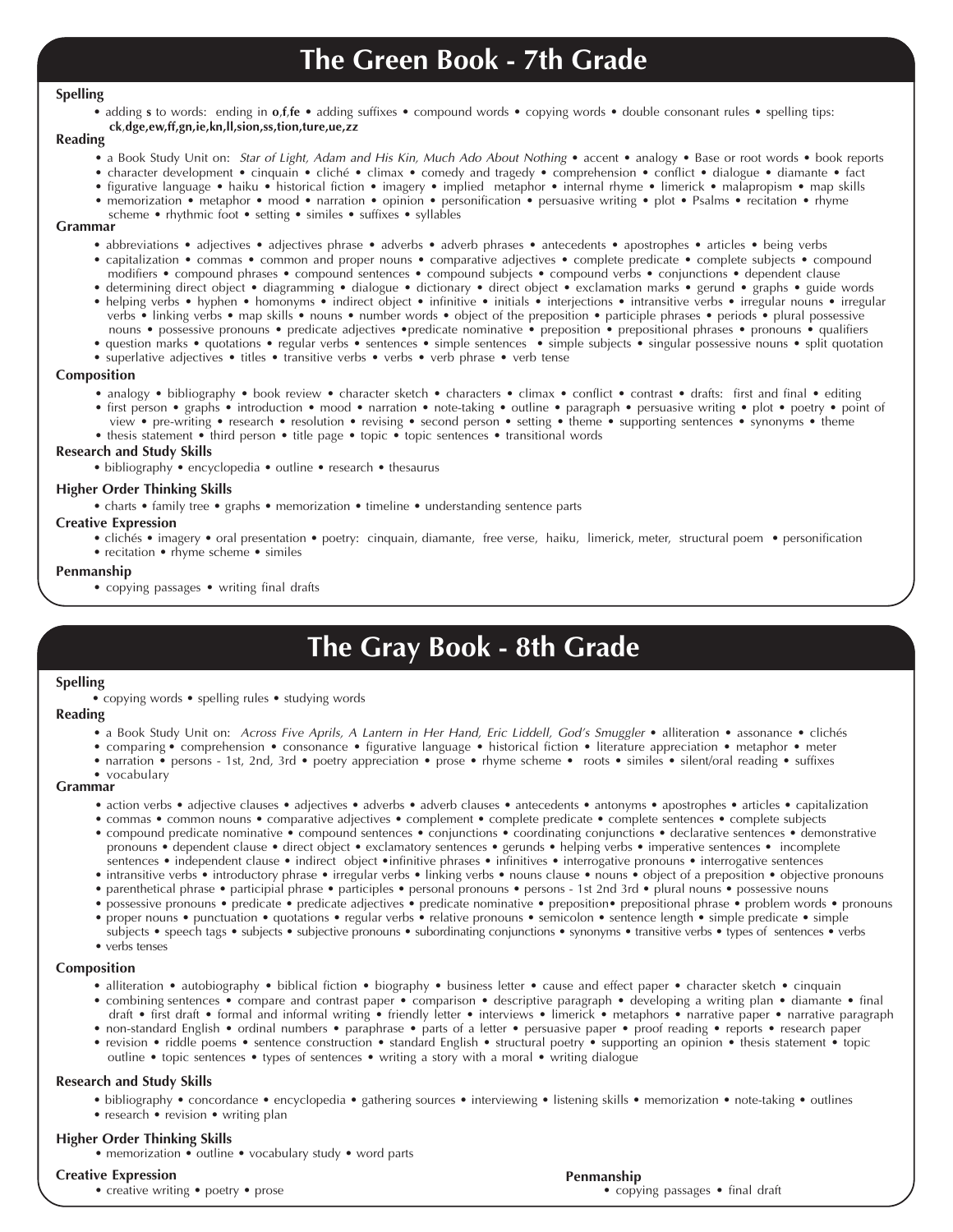# The Green Book - 7th Grade

### Spelling

• adding **s** to words: ending in **o**,**f**,**fe** • adding suffixes • compound words • copying words • double consonant rules • spelling tips: **ck**,**dge**,**ew**,**ff**,**gn**,**ie**,**kn**,**ll**,**sion**,**ss**,**tion**,**ture**,**ue**,**zz**

### Reading

• a Book Study Unit on: *Star of Light, Adam and His Kin, Much Ado About Nothing* • accent • analogy • Base or root words • book reports • character development • cinquain • cliché • climax • comedy and tragedy • comprehension • conflict • dialogue • diamante • fact • figurative language • haiku • historical fiction • imagery • implied metaphor • internal rhyme • limerick • malapropism • map skills • memorization • metaphor • mood • narration • opinion • personification • persuasive writing • plot • Psalms • recitation • rhyme scheme • rhythmic foot • setting • similes • suffixes • syllables

### Grammar

• abbreviations • adjectives • adjectives phrase • adverbs • adverb phrases • antecedents • apostrophes • articles • being verbs • capitalization • commas • common and proper nouns • comparative adjectives • complete predicate • complete subjects • compound modifiers • compound phrases • compound sentences • compound subjects • compound verbs • conjunctions • dependent clause • determining direct object • diagramming • dialogue • dictionary • direct object • exclamation marks • gerund • graphs • guide words • helping verbs • hyphen • homonyms • indirect object • infinitive • initials • interjections • intransitive verbs • irregular nouns • irregular verbs • linking verbs • map skills • nouns • number words • object of the preposition • participle phrases • periods • plural possessive nouns • possessive pronouns • predicate adjectives •predicate nominative • preposition • prepositional phrases • pronouns • qualifiers • question marks • quotations • regular verbs • sentences • simple sentences • simple subjects • singular possessive nouns • split quotation • superlative adjectives • titles • transitive verbs • verbs • verb phrase • verb tense

### Composition

• analogy • bibliography • book review • character sketch • characters • climax • conflict • contrast • drafts: first and final • editing • first person • graphs • introduction • mood • narration • note-taking • outline • paragraph • persuasive writing • plot • poetry • point of view • pre-writing • research • resolution • revising • second person • setting • theme • supporting sentences • synonyms • theme • thesis statement • third person • title page • topic • topic sentences • transitional words

### Research and Study Skills

• bibliography • encyclopedia • outline • research • thesaurus

### Higher Order Thinking Skills

• charts • family tree • graphs • memorization • timeline • understanding sentence parts

### Creative Expression

• clichés • imagery • oral presentation • poetry: cinquain, diamante, free verse, haiku, limerick, meter, structural poem • personification • recitation • rhyme scheme • similes

### Penmanship

• copying passages • writing final drafts

# The Gray Book - 8th Grade

### Spelling

• copying words • spelling rules • studying words

### Reading

• a Book Study Unit on: *Across Five Aprils, A Lantern in Her Hand, Eric Liddell, God's Smuggler* • alliteration • assonance • clichés • comparing • comprehension • consonance • figurative language • historical fiction • literature appreciation • metaphor • meter • narration • persons - 1st, 2nd, 3rd • poetry appreciation • prose • rhyme scheme • roots • similes • silent/oral reading • suffixes • vocabulary

### Grammar

• action verbs • adjective clauses • adjectives • adverbs • adverb clauses • antecedents • antonyms • apostrophes • articles • capitalization • commas • common nouns • comparative adjectives • complement • complete predicate • complete sentences • complete subjects • compound predicate nominative • compound sentences • conjunctions • coordinating conjunctions • declarative sentences • demonstrative pronouns • dependent clause • direct object • exclamatory sentences • gerunds • helping verbs • imperative sentences • incomplete sentences • independent clause • indirect object •infinitive phrases • infinitives • interrogative pronouns • interrogative sentences • intransitive verbs • introductory phrase • irregular verbs • linking verbs • nouns clause • nouns • object of a preposition • objective pronouns • parenthetical phrase • participial phrase • participles • personal pronouns • persons - 1st 2nd 3rd • plural nouns • possessive nouns • possessive pronouns • predicate • predicate adjectives • predicate nominative • preposition• prepositional phrase • problem words • pronouns • proper nouns • punctuation • quotations • regular verbs • relative pronouns • semicolon • sentence length • simple predicate • simple subjects • speech tags • subjects • subjective pronouns • subordinating conjunctions • synonyms • transitive verbs • types of sentences • verbs • verbs tenses

### Composition

• alliteration • autobiography • biblical fiction • biography • business letter • cause and effect paper • character sketch • cinquain • combining sentences • compare and contrast paper • comparison • descriptive paragraph • developing a writing plan • diamante • final draft • first draft • formal and informal writing • friendly letter • interviews • limerick • metaphors • narrative paper • narrative paragraph • non-standard English • ordinal numbers • paraphrase • parts of a letter • persuasive paper • proof reading • reports • research paper • revision • riddle poems • sentence construction • standard English • structural poetry • supporting an opinion • thesis statement • topic outline • topic sentences • types of sentences • writing a story with a moral • writing dialogue

### Research and Study Skills

• bibliography • concordance • encyclopedia • gathering sources • interviewing • listening skills • memorization • note-taking • outlines • research • revision • writing plan

### Higher Order Thinking Skills

• memorization • outline • vocabulary study • word parts

### Creative Expression

• creative writing • poetry • prose

### Penmanship

• copying passages • final draft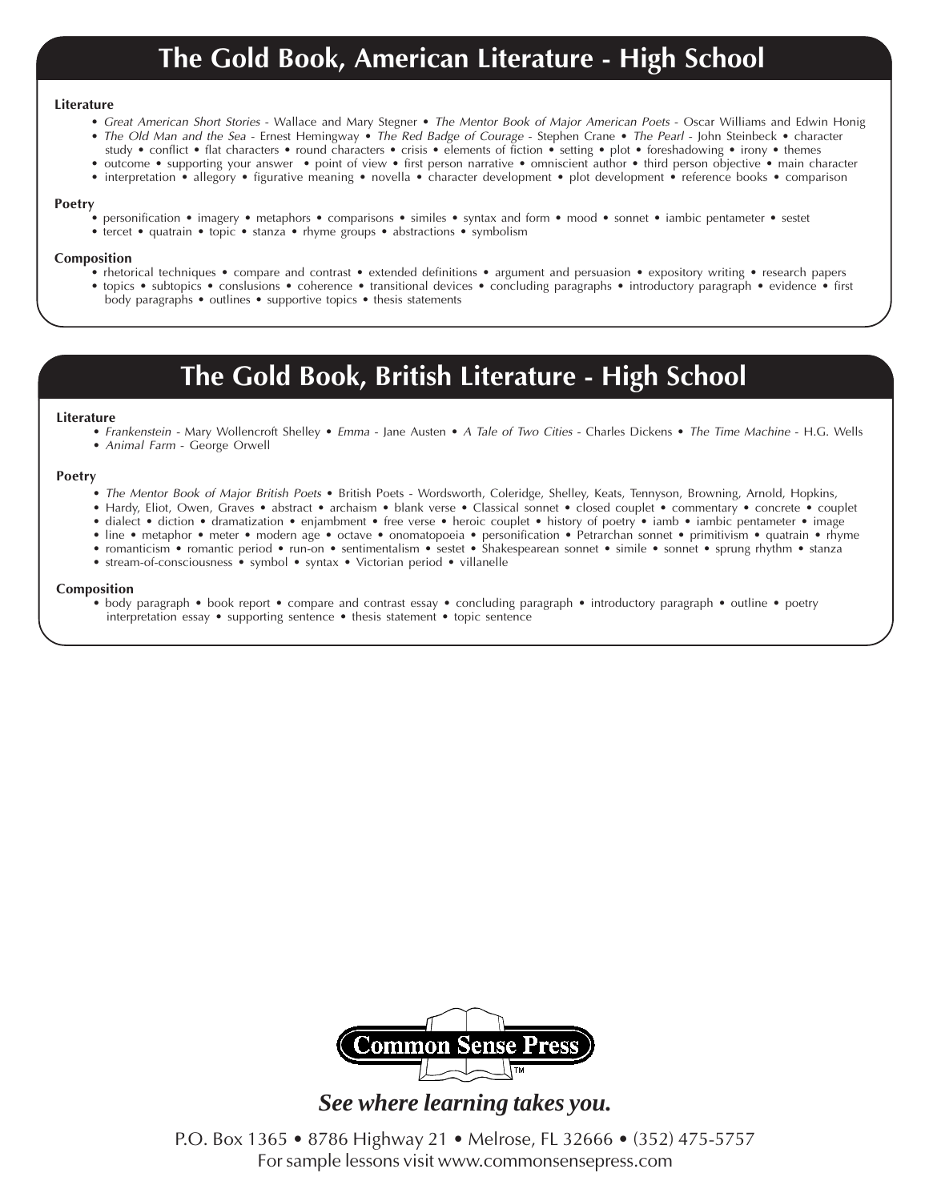## The Gold Book, American Literature - High School

**Literature**

- *Great American Short Stories* - Wallace and Mary Stegner • *The Mentor Book of Major American Poets* - Oscar Williams and Edwin Honig
- *The Old Man and the Sea* - Ernest Hemingway • *The Red Badge of Courage* - Stephen Crane • *The Pearl* - John Steinbeck • character study • conflict • flat characters • round characters • crisis • elements of fiction • setting • plot • foreshadowing • irony • themes
- outcome • supporting your answer • point of view • first person narrative • omniscient author • third person objective • main character
- interpretation • allegory • figurative meaning • novella • character development • plot development • reference books • comparison

**Poetry**

- personification • imagery • metaphors • comparisons • similes • syntax and form • mood • sonnet • iambic pentameter • sestet
- tercet • quatrain • topic • stanza • rhyme groups • abstractions • symbolism

**Composition**

- rhetorical techniques • compare and contrast • extended definitions • argument and persuasion • expository writing • research papers
- topics • subtopics • conslusions • coherence • transitional devices • concluding paragraphs • introductory paragraph • evidence • first body paragraphs • outlines • supportive topics • thesis statements

## The Gold Book, British Literature - High School

**Literature**

- *Frankenstein* - Mary Wollencroft Shelley • *Emma* - Jane Austen • *A Tale of Two Cities* - Charles Dickens • *The Time Machine* - H.G. Wells
- *Animal Farm* - George Orwell

**Poetry**

- *The Mentor Book of Major British Poets* • British Poets - Wordsworth, Coleridge, Shelley, Keats, Tennyson, Browning, Arnold, Hopkins,
- Hardy, Eliot, Owen, Graves • abstract • archaism • blank verse • Classical sonnet • closed couplet • commentary • concrete • couplet
- dialect • diction • dramatization • enjambment • free verse • heroic couplet • history of poetry • iamb • iambic pentameter • image
- line • metaphor • meter • modern age • octave • onomatopoeia • personification • Petrarchan sonnet • primitivism • quatrain • rhyme
- romanticism • romantic period • run-on • sentimentalism • sestet • Shakespearean sonnet • simile • sonnet • sprung rhythm • stanza
- stream-of-consciousness • symbol • syntax • Victorian period • villanelle

**Composition**

- body paragraph • book report • compare and contrast essay • concluding paragraph • introductory paragraph • outline • poetry interpretation essay • supporting sentence • thesis statement • topic sentence

Common Sense Press™

***See where learning takes you.***

P.O. Box 1365 • 8786 Highway 21 • Melrose, FL 32666 • (352) 475-5757
For sample lessons visit www.commonsensepress.com